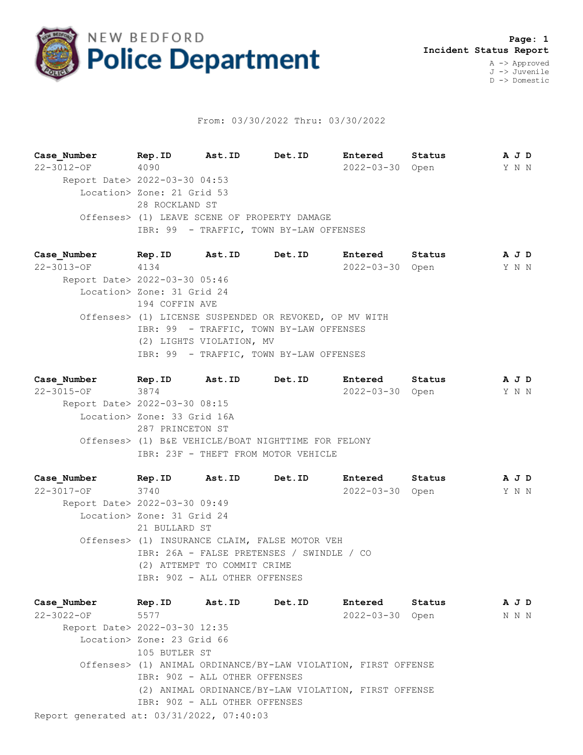# NEW BEDFORD Police Department

**Page: 1**
**Incident Status Report**

A -> Approved
J -> Juvenile
D -> Domestic

From: 03/30/2022 Thru: 03/30/2022

| Case_Number | Rep.ID | Ast.ID | Det.ID | Entered | Status | A J D |
|---|---|---|---|---|---|---|
| 22-3012-OF | 4090 | | | 2022-03-30 | Open | Y N N |

Report Date> 2022-03-30 04:53
Location> Zone: 21 Grid 53
28 ROCKLAND ST
Offenses> (1) LEAVE SCENE OF PROPERTY DAMAGE
IBR: 99 - TRAFFIC, TOWN BY-LAW OFFENSES

| Case_Number | Rep.ID | Ast.ID | Det.ID | Entered | Status | A J D |
|---|---|---|---|---|---|---|
| 22-3013-OF | 4134 | | | 2022-03-30 | Open | Y N N |

Report Date> 2022-03-30 05:46
Location> Zone: 31 Grid 24
194 COFFIN AVE
Offenses> (1) LICENSE SUSPENDED OR REVOKED, OP MV WITH
IBR: 99 - TRAFFIC, TOWN BY-LAW OFFENSES
(2) LIGHTS VIOLATION, MV
IBR: 99 - TRAFFIC, TOWN BY-LAW OFFENSES

| Case_Number | Rep.ID | Ast.ID | Det.ID | Entered | Status | A J D |
|---|---|---|---|---|---|---|
| 22-3015-OF | 3874 | | | 2022-03-30 | Open | Y N N |

Report Date> 2022-03-30 08:15
Location> Zone: 33 Grid 16A
287 PRINCETON ST
Offenses> (1) B&E VEHICLE/BOAT NIGHTTIME FOR FELONY
IBR: 23F - THEFT FROM MOTOR VEHICLE

| Case_Number | Rep.ID | Ast.ID | Det.ID | Entered | Status | A J D |
|---|---|---|---|---|---|---|
| 22-3017-OF | 3740 | | | 2022-03-30 | Open | Y N N |

Report Date> 2022-03-30 09:49
Location> Zone: 31 Grid 24
21 BULLARD ST
Offenses> (1) INSURANCE CLAIM, FALSE MOTOR VEH
IBR: 26A - FALSE PRETENSES / SWINDLE / CO
(2) ATTEMPT TO COMMIT CRIME
IBR: 90Z - ALL OTHER OFFENSES

| Case_Number | Rep.ID | Ast.ID | Det.ID | Entered | Status | A J D |
|---|---|---|---|---|---|---|
| 22-3022-OF | 5577 | | | 2022-03-30 | Open | N N N |

Report Date> 2022-03-30 12:35
Location> Zone: 23 Grid 66
105 BUTLER ST
Offenses> (1) ANIMAL ORDINANCE/BY-LAW VIOLATION, FIRST OFFENSE
IBR: 90Z - ALL OTHER OFFENSES
(2) ANIMAL ORDINANCE/BY-LAW VIOLATION, FIRST OFFENSE
IBR: 90Z - ALL OTHER OFFENSES

Report generated at: 03/31/2022, 07:40:03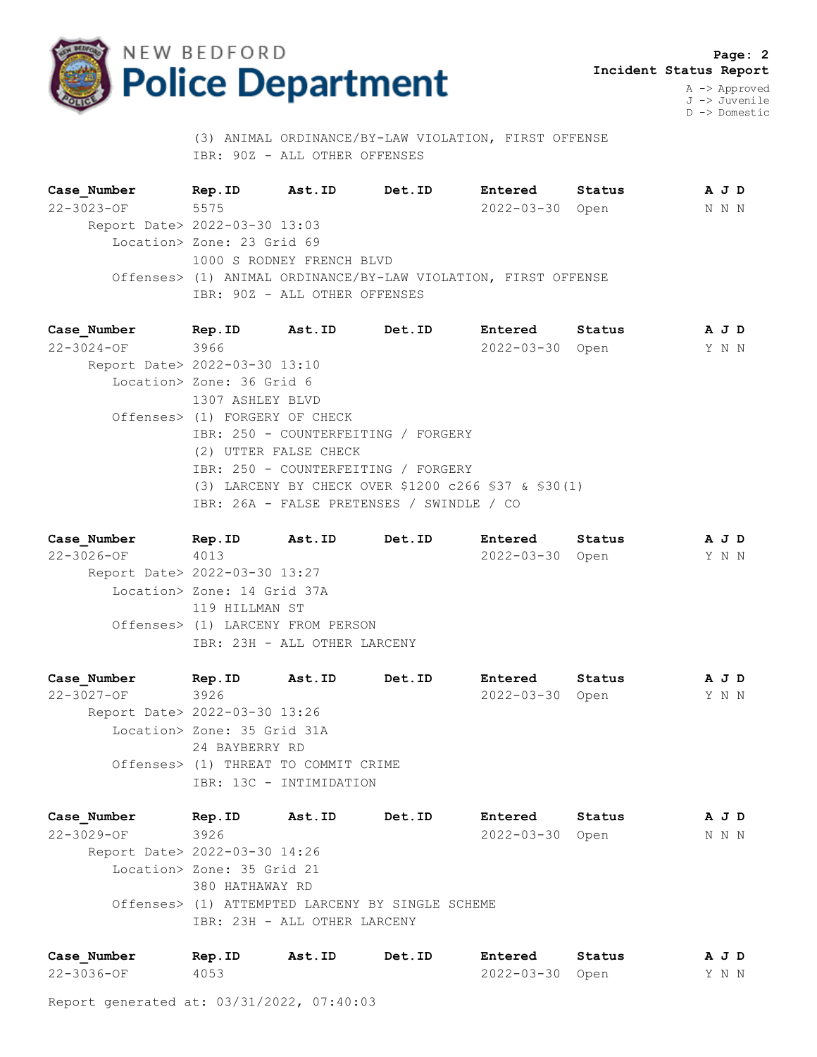(3) ANIMAL ORDINANCE/BY-LAW VIOLATION, FIRST OFFENSE
IBR: 90Z - ALL OTHER OFFENSES

| Case_Number | Rep.ID | Ast.ID | Det.ID | Entered | Status | A J D |
|---|---|---|---|---|---|---|
| 22-3023-OF | 5575 | | | 2022-03-30 | Open | N N N |

Report Date> 2022-03-30 13:03
Location> Zone: 23 Grid 69
1000 S RODNEY FRENCH BLVD
Offenses> (1) ANIMAL ORDINANCE/BY-LAW VIOLATION, FIRST OFFENSE
IBR: 90Z - ALL OTHER OFFENSES

| Case_Number | Rep.ID | Ast.ID | Det.ID | Entered | Status | A J D |
|---|---|---|---|---|---|---|
| 22-3024-OF | 3966 | | | 2022-03-30 | Open | Y N N |

Report Date> 2022-03-30 13:10
Location> Zone: 36 Grid 6
1307 ASHLEY BLVD
Offenses> (1) FORGERY OF CHECK
IBR: 250 - COUNTERFEITING / FORGERY
(2) UTTER FALSE CHECK
IBR: 250 - COUNTERFEITING / FORGERY
(3) LARCENY BY CHECK OVER $1200 c266 §37 & §30(1)
IBR: 26A - FALSE PRETENSES / SWINDLE / CO

| Case_Number | Rep.ID | Ast.ID | Det.ID | Entered | Status | A J D |
|---|---|---|---|---|---|---|
| 22-3026-OF | 4013 | | | 2022-03-30 | Open | Y N N |

Report Date> 2022-03-30 13:27
Location> Zone: 14 Grid 37A
119 HILLMAN ST
Offenses> (1) LARCENY FROM PERSON
IBR: 23H - ALL OTHER LARCENY

| Case_Number | Rep.ID | Ast.ID | Det.ID | Entered | Status | A J D |
|---|---|---|---|---|---|---|
| 22-3027-OF | 3926 | | | 2022-03-30 | Open | Y N N |

Report Date> 2022-03-30 13:26
Location> Zone: 35 Grid 31A
24 BAYBERRY RD
Offenses> (1) THREAT TO COMMIT CRIME
IBR: 13C - INTIMIDATION

| Case_Number | Rep.ID | Ast.ID | Det.ID | Entered | Status | A J D |
|---|---|---|---|---|---|---|
| 22-3029-OF | 3926 | | | 2022-03-30 | Open | N N N |

Report Date> 2022-03-30 14:26
Location> Zone: 35 Grid 21
380 HATHAWAY RD
Offenses> (1) ATTEMPTED LARCENY BY SINGLE SCHEME
IBR: 23H - ALL OTHER LARCENY

| Case_Number | Rep.ID | Ast.ID | Det.ID | Entered | Status | A J D |
|---|---|---|---|---|---|---|
| 22-3036-OF | 4053 | | | 2022-03-30 | Open | Y N N |

Report generated at: 03/31/2022, 07:40:03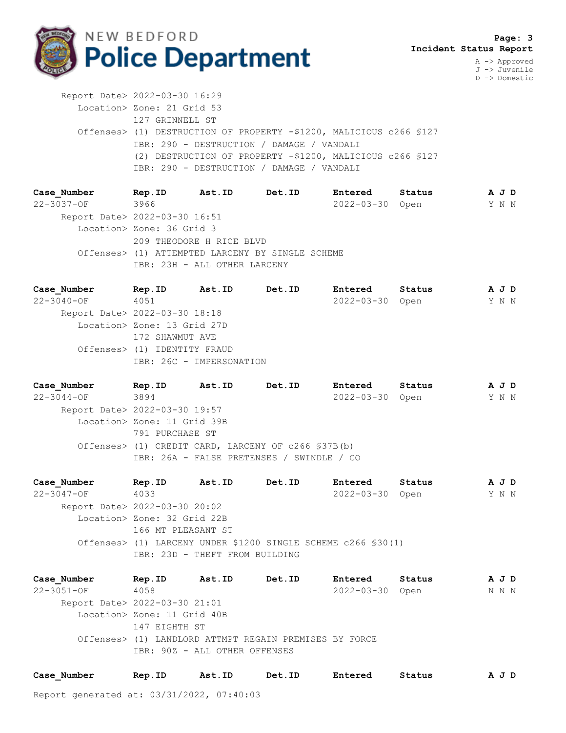**Page: 3**
**Incident Status Report**

A -> Approved
J -> Juvenile
D -> Domestic

Report Date> 2022-03-30 16:29
Location> Zone: 21 Grid 53
127 GRINNELL ST
Offenses> (1) DESTRUCTION OF PROPERTY -$1200, MALICIOUS c266 §127
IBR: 290 - DESTRUCTION / DAMAGE / VANDALI
(2) DESTRUCTION OF PROPERTY -$1200, MALICIOUS c266 §127
IBR: 290 - DESTRUCTION / DAMAGE / VANDALI

| Case_Number | Rep.ID | Ast.ID | Det.ID | Entered | Status | A J D |
|---|---|---|---|---|---|---|
| 22-3037-OF | 3966 | | | 2022-03-30 | Open | Y N N |

Report Date> 2022-03-30 16:51
Location> Zone: 36 Grid 3
209 THEODORE H RICE BLVD
Offenses> (1) ATTEMPTED LARCENY BY SINGLE SCHEME
IBR: 23H - ALL OTHER LARCENY

| Case_Number | Rep.ID | Ast.ID | Det.ID | Entered | Status | A J D |
|---|---|---|---|---|---|---|
| 22-3040-OF | 4051 | | | 2022-03-30 | Open | Y N N |

Report Date> 2022-03-30 18:18
Location> Zone: 13 Grid 27D
172 SHAWMUT AVE
Offenses> (1) IDENTITY FRAUD
IBR: 26C - IMPERSONATION

| Case_Number | Rep.ID | Ast.ID | Det.ID | Entered | Status | A J D |
|---|---|---|---|---|---|---|
| 22-3044-OF | 3894 | | | 2022-03-30 | Open | Y N N |

Report Date> 2022-03-30 19:57
Location> Zone: 11 Grid 39B
791 PURCHASE ST
Offenses> (1) CREDIT CARD, LARCENY OF c266 §37B(b)
IBR: 26A - FALSE PRETENSES / SWINDLE / CO

| Case_Number | Rep.ID | Ast.ID | Det.ID | Entered | Status | A J D |
|---|---|---|---|---|---|---|
| 22-3047-OF | 4033 | | | 2022-03-30 | Open | Y N N |

Report Date> 2022-03-30 20:02
Location> Zone: 32 Grid 22B
166 MT PLEASANT ST
Offenses> (1) LARCENY UNDER $1200 SINGLE SCHEME c266 §30(1)
IBR: 23D - THEFT FROM BUILDING

| Case_Number | Rep.ID | Ast.ID | Det.ID | Entered | Status | A J D |
|---|---|---|---|---|---|---|
| 22-3051-OF | 4058 | | | 2022-03-30 | Open | N N N |

Report Date> 2022-03-30 21:01
Location> Zone: 11 Grid 40B
147 EIGHTH ST
Offenses> (1) LANDLORD ATTMPT REGAIN PREMISES BY FORCE
IBR: 90Z - ALL OTHER OFFENSES

| Case_Number | Rep.ID | Ast.ID | Det.ID | Entered | Status | A J D |
|---|---|---|---|---|---|---|

Report generated at: 03/31/2022, 07:40:03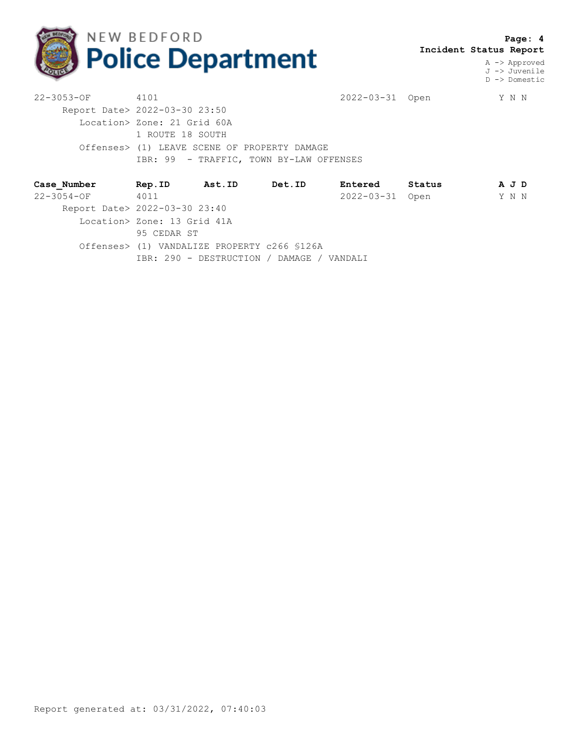# NEW BEDFORD Police Department

**Incident Status Report**

A -> Approved
J -> Juvenile
D -> Domestic

| Case_Number | Rep.ID | Ast.ID | Det.ID | Entered | Status | A J D |
|---|---|---|---|---|---|---|
| 22-3053-OF | 4101 | | | 2022-03-31 | Open | Y N N |

Report Date> 2022-03-30 23:50
Location> Zone: 21 Grid 60A
1 ROUTE 18 SOUTH
Offenses> (1) LEAVE SCENE OF PROPERTY DAMAGE
IBR: 99 - TRAFFIC, TOWN BY-LAW OFFENSES

| Case_Number | Rep.ID | Ast.ID | Det.ID | Entered | Status | A J D |
|---|---|---|---|---|---|---|
| 22-3054-OF | 4011 | | | 2022-03-31 | Open | Y N N |

Report Date> 2022-03-30 23:40
Location> Zone: 13 Grid 41A
95 CEDAR ST
Offenses> (1) VANDALIZE PROPERTY c266 §126A
IBR: 290 - DESTRUCTION / DAMAGE / VANDALI

Report generated at: 03/31/2022, 07:40:03